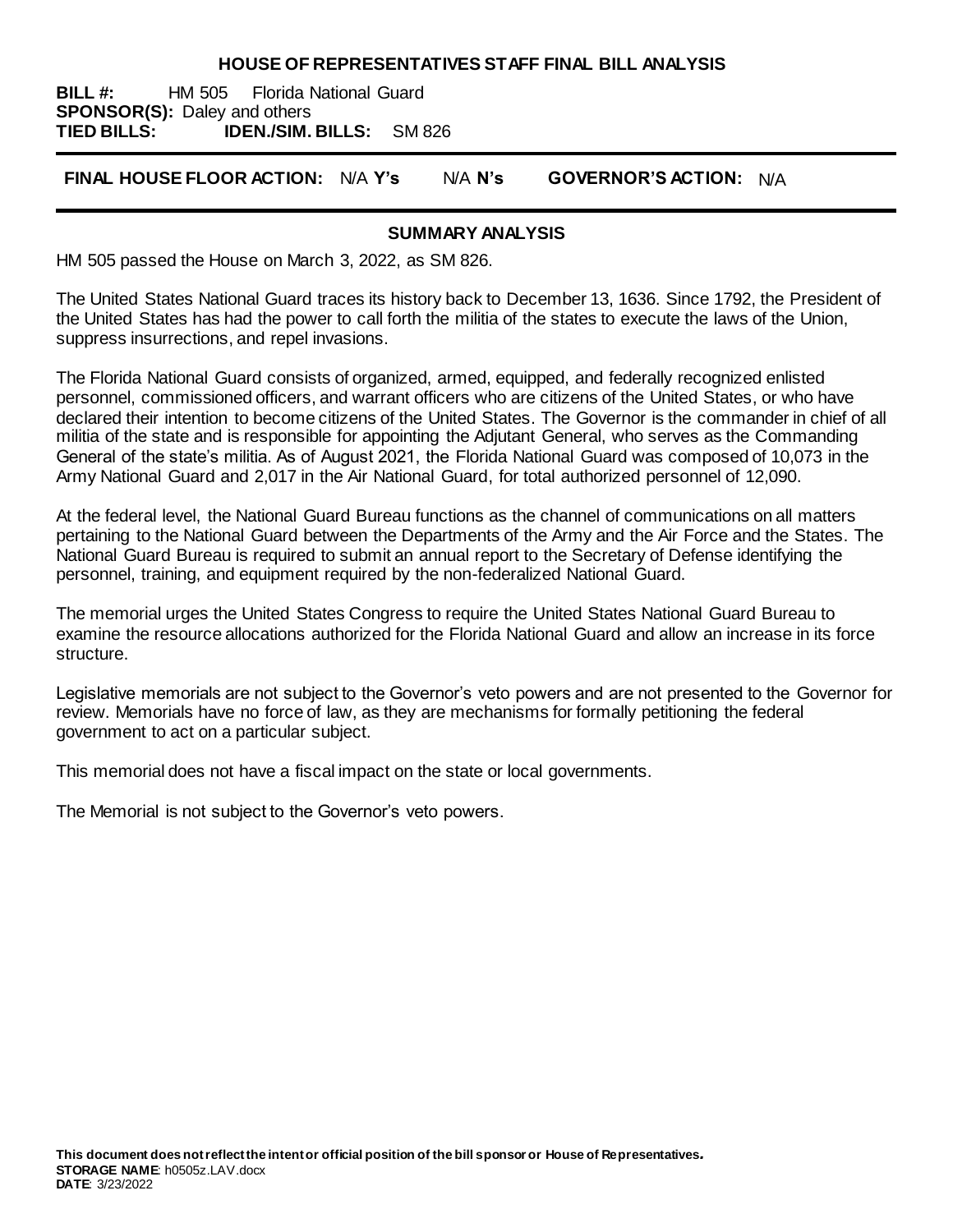# HOUSE OF REPRESENTATIVES STAFF FINAL BILL ANALYSIS

**BILL #:** HM 505 Florida National Guard
**SPONSOR(S):** Daley and others
**TIED BILLS:** **IDEN./SIM. BILLS:** SM 826

**FINAL HOUSE FLOOR ACTION:** N/A **Y's** N/A **N's** **GOVERNOR'S ACTION:** N/A

## SUMMARY ANALYSIS

HM 505 passed the House on March 3, 2022, as SM 826.

The United States National Guard traces its history back to December 13, 1636. Since 1792, the President of the United States has had the power to call forth the militia of the states to execute the laws of the Union, suppress insurrections, and repel invasions.

The Florida National Guard consists of organized, armed, equipped, and federally recognized enlisted personnel, commissioned officers, and warrant officers who are citizens of the United States, or who have declared their intention to become citizens of the United States. The Governor is the commander in chief of all militia of the state and is responsible for appointing the Adjutant General, who serves as the Commanding General of the state's militia. As of August 2021, the Florida National Guard was composed of 10,073 in the Army National Guard and 2,017 in the Air National Guard, for total authorized personnel of 12,090.

At the federal level, the National Guard Bureau functions as the channel of communications on all matters pertaining to the National Guard between the Departments of the Army and the Air Force and the States. The National Guard Bureau is required to submit an annual report to the Secretary of Defense identifying the personnel, training, and equipment required by the non-federalized National Guard.

The memorial urges the United States Congress to require the United States National Guard Bureau to examine the resource allocations authorized for the Florida National Guard and allow an increase in its force structure.

Legislative memorials are not subject to the Governor's veto powers and are not presented to the Governor for review. Memorials have no force of law, as they are mechanisms for formally petitioning the federal government to act on a particular subject.

This memorial does not have a fiscal impact on the state or local governments.

The Memorial is not subject to the Governor's veto powers.

**This document does not reflect the intent or official position of the bill sponsor or House of Representatives.**
**STORAGE NAME**: h0505z.LAV.docx
**DATE**: 3/23/2022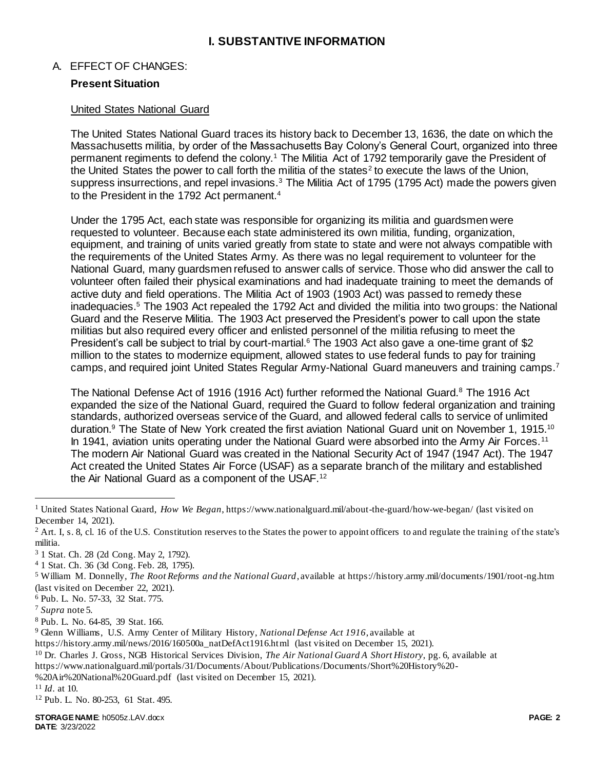# I. SUBSTANTIVE INFORMATION

## A. EFFECT OF CHANGES:

### Present Situation

#### United States National Guard

The United States National Guard traces its history back to December 13, 1636, the date on which the Massachusetts militia, by order of the Massachusetts Bay Colony's General Court, organized into three permanent regiments to defend the colony.[1] The Militia Act of 1792 temporarily gave the President of the United States the power to call forth the militia of the states[2] to execute the laws of the Union, suppress insurrections, and repel invasions.[3] The Militia Act of 1795 (1795 Act) made the powers given to the President in the 1792 Act permanent.[4]

Under the 1795 Act, each state was responsible for organizing its militia and guardsmen were requested to volunteer. Because each state administered its own militia, funding, organization, equipment, and training of units varied greatly from state to state and were not always compatible with the requirements of the United States Army. As there was no legal requirement to volunteer for the National Guard, many guardsmen refused to answer calls of service. Those who did answer the call to volunteer often failed their physical examinations and had inadequate training to meet the demands of active duty and field operations. The Militia Act of 1903 (1903 Act) was passed to remedy these inadequacies.[5] The 1903 Act repealed the 1792 Act and divided the militia into two groups: the National Guard and the Reserve Militia. The 1903 Act preserved the President's power to call upon the state militias but also required every officer and enlisted personnel of the militia refusing to meet the President's call be subject to trial by court-martial.[6] The 1903 Act also gave a one-time grant of $2 million to the states to modernize equipment, allowed states to use federal funds to pay for training camps, and required joint United States Regular Army-National Guard maneuvers and training camps.[7]

The National Defense Act of 1916 (1916 Act) further reformed the National Guard.[8] The 1916 Act expanded the size of the National Guard, required the Guard to follow federal organization and training standards, authorized overseas service of the Guard, and allowed federal calls to service of unlimited duration.[9] The State of New York created the first aviation National Guard unit on November 1, 1915.[10] In 1941, aviation units operating under the National Guard were absorbed into the Army Air Forces.[11] The modern Air National Guard was created in the National Security Act of 1947 (1947 Act). The 1947 Act created the United States Air Force (USAF) as a separate branch of the military and established the Air National Guard as a component of the USAF.[12]

---

[1] United States National Guard, *How We Began*, https://www.nationalguard.mil/about-the-guard/how-we-began/ (last visited on December 14, 2021).

[2] Art. I, s. 8, cl. 16 of the U.S. Constitution reserves to the States the power to appoint officers to and regulate the training of the state's militia.

[3] 1 Stat. Ch. 28 (2d Cong. May 2, 1792).

[4] 1 Stat. Ch. 36 (3d Cong. Feb. 28, 1795).

[5] William M. Donnelly, *The Root Reforms and the National Guard*, available at https://history.army.mil/documents/1901/root-ng.htm (last visited on December 22, 2021).

[6] Pub. L. No. 57-33, 32 Stat. 775.

[7] *Supra* note 5.

[8] Pub. L. No. 64-85, 39 Stat. 166.

[9] Glenn Williams, U.S. Army Center of Military History, *National Defense Act 1916*, available at https://history.army.mil/news/2016/160500a_natDefAct1916.html (last visited on December 15, 2021).

[10] Dr. Charles J. Gross, NGB Historical Services Division, *The Air National Guard A Short History*, pg. 6, available at https://www.nationalguard.mil/portals/31/Documents/About/Publications/Documents/Short%20History%20-%20Air%20National%20Guard.pdf (last visited on December 15, 2021).

[11] *Id*. at 10.

[12] Pub. L. No. 80-253, 61 Stat. 495.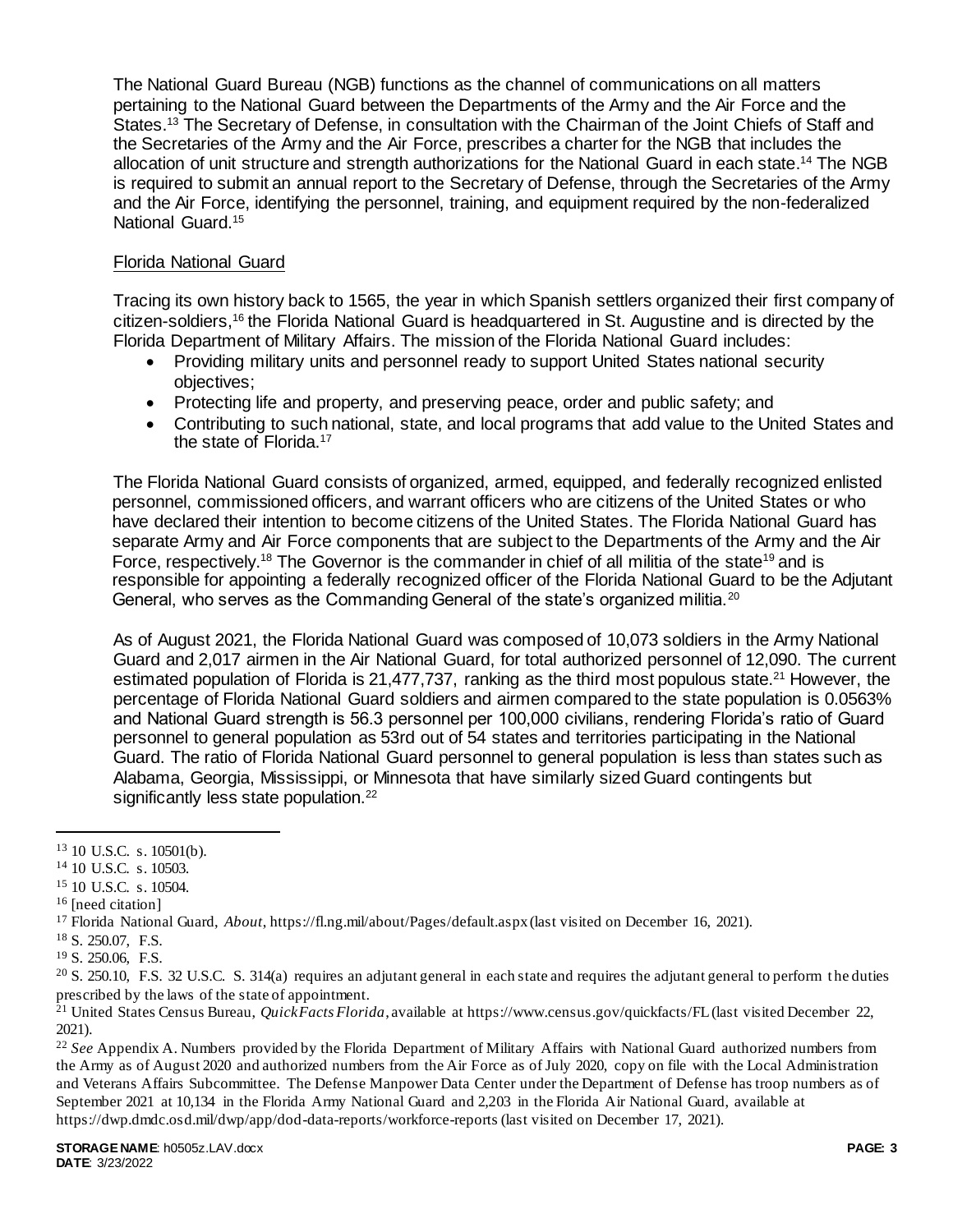The National Guard Bureau (NGB) functions as the channel of communications on all matters pertaining to the National Guard between the Departments of the Army and the Air Force and the States.[13] The Secretary of Defense, in consultation with the Chairman of the Joint Chiefs of Staff and the Secretaries of the Army and the Air Force, prescribes a charter for the NGB that includes the allocation of unit structure and strength authorizations for the National Guard in each state.[14] The NGB is required to submit an annual report to the Secretary of Defense, through the Secretaries of the Army and the Air Force, identifying the personnel, training, and equipment required by the non-federalized National Guard.[15]

Florida National Guard

Tracing its own history back to 1565, the year in which Spanish settlers organized their first company of citizen-soldiers,[16] the Florida National Guard is headquartered in St. Augustine and is directed by the Florida Department of Military Affairs. The mission of the Florida National Guard includes:

- Providing military units and personnel ready to support United States national security objectives;
- Protecting life and property, and preserving peace, order and public safety; and
- Contributing to such national, state, and local programs that add value to the United States and the state of Florida.[17]

The Florida National Guard consists of organized, armed, equipped, and federally recognized enlisted personnel, commissioned officers, and warrant officers who are citizens of the United States or who have declared their intention to become citizens of the United States. The Florida National Guard has separate Army and Air Force components that are subject to the Departments of the Army and the Air Force, respectively.[18] The Governor is the commander in chief of all militia of the state[19] and is responsible for appointing a federally recognized officer of the Florida National Guard to be the Adjutant General, who serves as the Commanding General of the state's organized militia.[20]

As of August 2021, the Florida National Guard was composed of 10,073 soldiers in the Army National Guard and 2,017 airmen in the Air National Guard, for total authorized personnel of 12,090. The current estimated population of Florida is 21,477,737, ranking as the third most populous state.[21] However, the percentage of Florida National Guard soldiers and airmen compared to the state population is 0.0563% and National Guard strength is 56.3 personnel per 100,000 civilians, rendering Florida's ratio of Guard personnel to general population as 53rd out of 54 states and territories participating in the National Guard. The ratio of Florida National Guard personnel to general population is less than states such as Alabama, Georgia, Mississippi, or Minnesota that have similarly sized Guard contingents but significantly less state population.[22]

---

[13] 10 U.S.C. s. 10501(b).

[14] 10 U.S.C. s. 10503.

[15] 10 U.S.C. s. 10504.

[16] [need citation]

[17] Florida National Guard, *About*, https://fl.ng.mil/about/Pages/default.aspx (last visited on December 16, 2021).

[18] S. 250.07, F.S.

[19] S. 250.06, F.S.

[20] S. 250.10, F.S. 32 U.S.C. S. 314(a) requires an adjutant general in each state and requires the adjutant general to perform the duties prescribed by the laws of the state of appointment.

[21] United States Census Bureau, *QuickFacts Florida*, available at https://www.census.gov/quickfacts/FL (last visited December 22, 2021).

[22] *See* Appendix A. Numbers provided by the Florida Department of Military Affairs with National Guard authorized numbers from the Army as of August 2020 and authorized numbers from the Air Force as of July 2020, copy on file with the Local Administration and Veterans Affairs Subcommittee. The Defense Manpower Data Center under the Department of Defense has troop numbers as of September 2021 at 10,134 in the Florida Army National Guard and 2,203 in the Florida Air National Guard, available at https://dwp.dmdc.osd.mil/dwp/app/dod-data-reports/workforce-reports (last visited on December 17, 2021).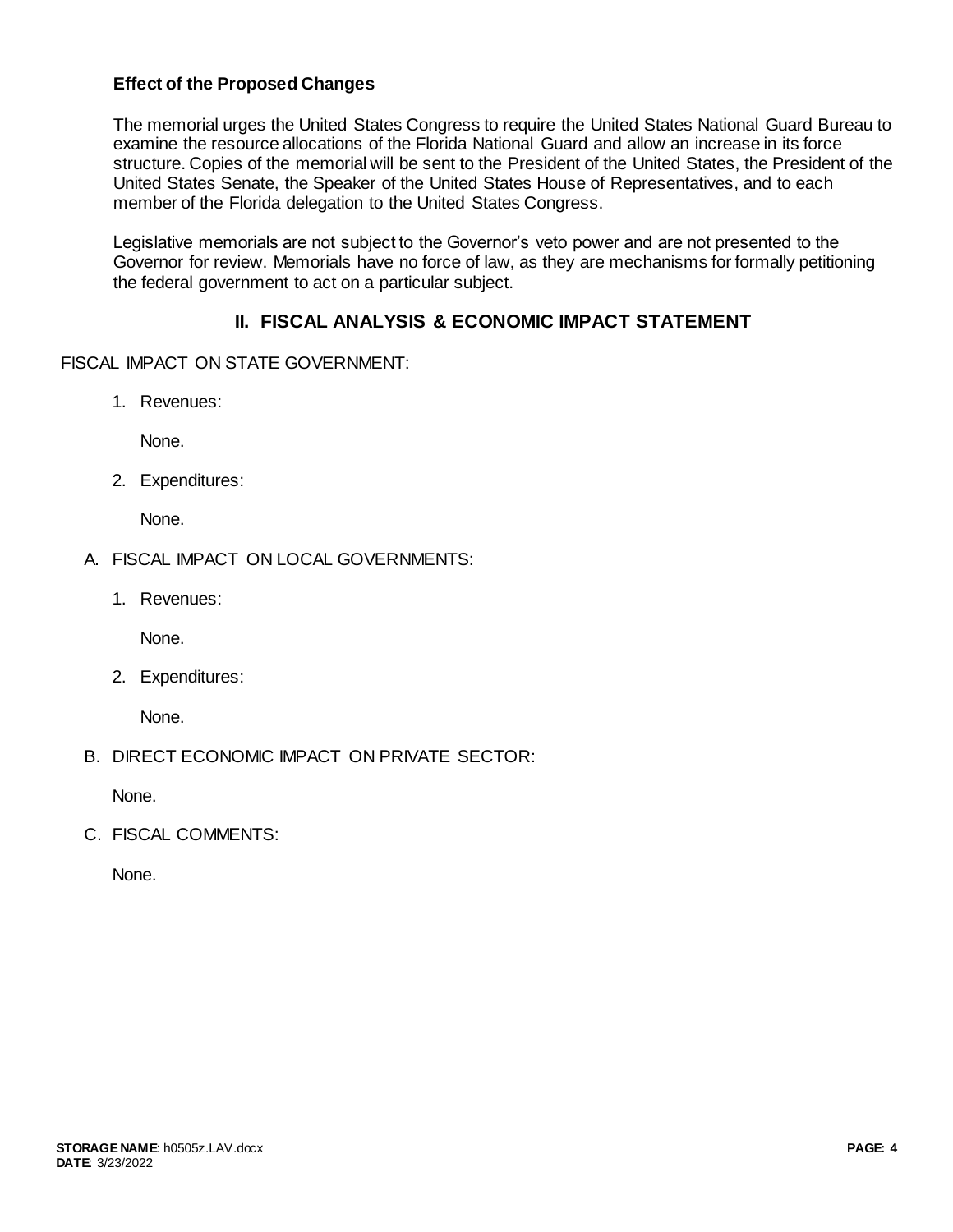### Effect of the Proposed Changes

The memorial urges the United States Congress to require the United States National Guard Bureau to examine the resource allocations of the Florida National Guard and allow an increase in its force structure. Copies of the memorial will be sent to the President of the United States, the President of the United States Senate, the Speaker of the United States House of Representatives, and to each member of the Florida delegation to the United States Congress.

Legislative memorials are not subject to the Governor's veto power and are not presented to the Governor for review. Memorials have no force of law, as they are mechanisms for formally petitioning the federal government to act on a particular subject.

## II. FISCAL ANALYSIS & ECONOMIC IMPACT STATEMENT

FISCAL IMPACT ON STATE GOVERNMENT:

1. Revenues:

   None.

2. Expenditures:

   None.

A. FISCAL IMPACT ON LOCAL GOVERNMENTS:

   1. Revenues:

      None.

   2. Expenditures:

      None.

B. DIRECT ECONOMIC IMPACT ON PRIVATE SECTOR:

   None.

C. FISCAL COMMENTS:

   None.